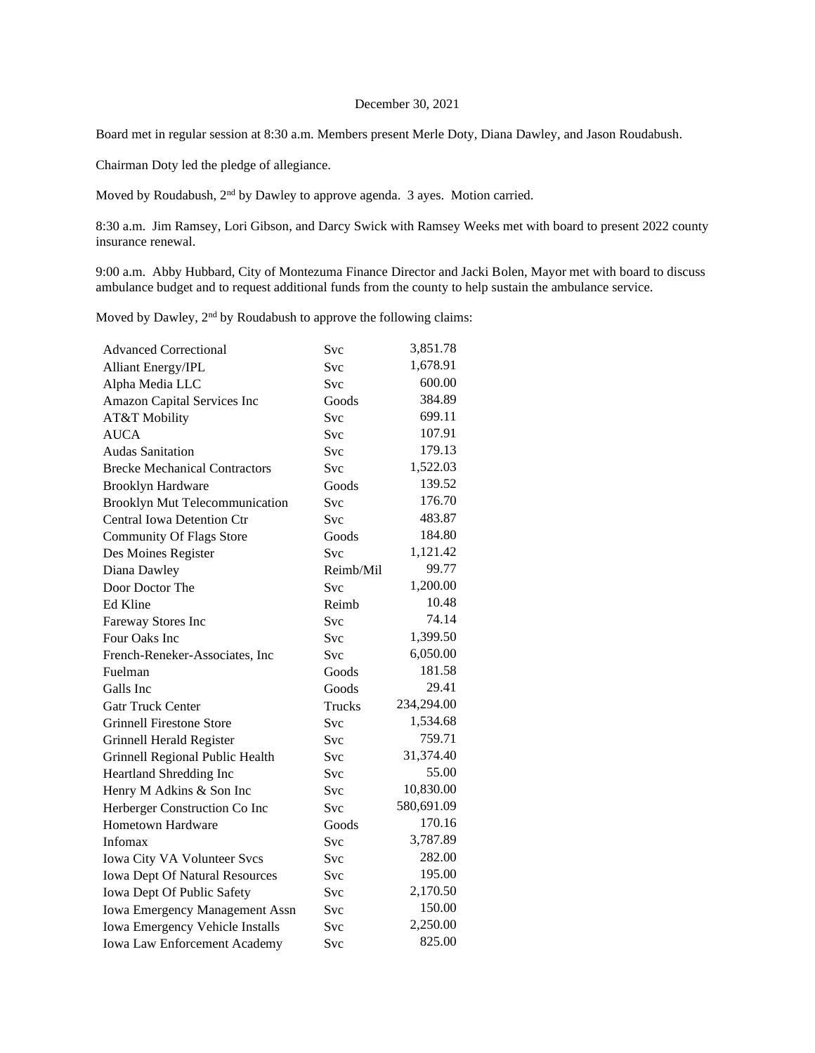December 30, 2021

Board met in regular session at 8:30 a.m. Members present Merle Doty, Diana Dawley, and Jason Roudabush.

Chairman Doty led the pledge of allegiance.

Moved by Roudabush, 2nd by Dawley to approve agenda. 3 ayes. Motion carried.

8:30 a.m. Jim Ramsey, Lori Gibson, and Darcy Swick with Ramsey Weeks met with board to present 2022 county insurance renewal.

9:00 a.m. Abby Hubbard, City of Montezuma Finance Director and Jacki Bolen, Mayor met with board to discuss ambulance budget and to request additional funds from the county to help sustain the ambulance service.

Moved by Dawley, 2nd by Roudabush to approve the following claims:

| | | |
|---|---|---|
| Advanced Correctional | Svc | 3,851.78 |
| Alliant Energy/IPL | Svc | 1,678.91 |
| Alpha Media LLC | Svc | 600.00 |
| Amazon Capital Services Inc | Goods | 384.89 |
| AT&T Mobility | Svc | 699.11 |
| AUCA | Svc | 107.91 |
| Audas Sanitation | Svc | 179.13 |
| Brecke Mechanical Contractors | Svc | 1,522.03 |
| Brooklyn Hardware | Goods | 139.52 |
| Brooklyn Mut Telecommunication | Svc | 176.70 |
| Central Iowa Detention Ctr | Svc | 483.87 |
| Community Of Flags Store | Goods | 184.80 |
| Des Moines Register | Svc | 1,121.42 |
| Diana Dawley | Reimb/Mil | 99.77 |
| Door Doctor The | Svc | 1,200.00 |
| Ed Kline | Reimb | 10.48 |
| Fareway Stores Inc | Svc | 74.14 |
| Four Oaks Inc | Svc | 1,399.50 |
| French-Reneker-Associates, Inc | Svc | 6,050.00 |
| Fuelman | Goods | 181.58 |
| Galls Inc | Goods | 29.41 |
| Gatr Truck Center | Trucks | 234,294.00 |
| Grinnell Firestone Store | Svc | 1,534.68 |
| Grinnell Herald Register | Svc | 759.71 |
| Grinnell Regional Public Health | Svc | 31,374.40 |
| Heartland Shredding Inc | Svc | 55.00 |
| Henry M Adkins & Son Inc | Svc | 10,830.00 |
| Herberger Construction Co Inc | Svc | 580,691.09 |
| Hometown Hardware | Goods | 170.16 |
| Infomax | Svc | 3,787.89 |
| Iowa City VA Volunteer Svcs | Svc | 282.00 |
| Iowa Dept Of Natural Resources | Svc | 195.00 |
| Iowa Dept Of Public Safety | Svc | 2,170.50 |
| Iowa Emergency Management Assn | Svc | 150.00 |
| Iowa Emergency Vehicle Installs | Svc | 2,250.00 |
| Iowa Law Enforcement Academy | Svc | 825.00 |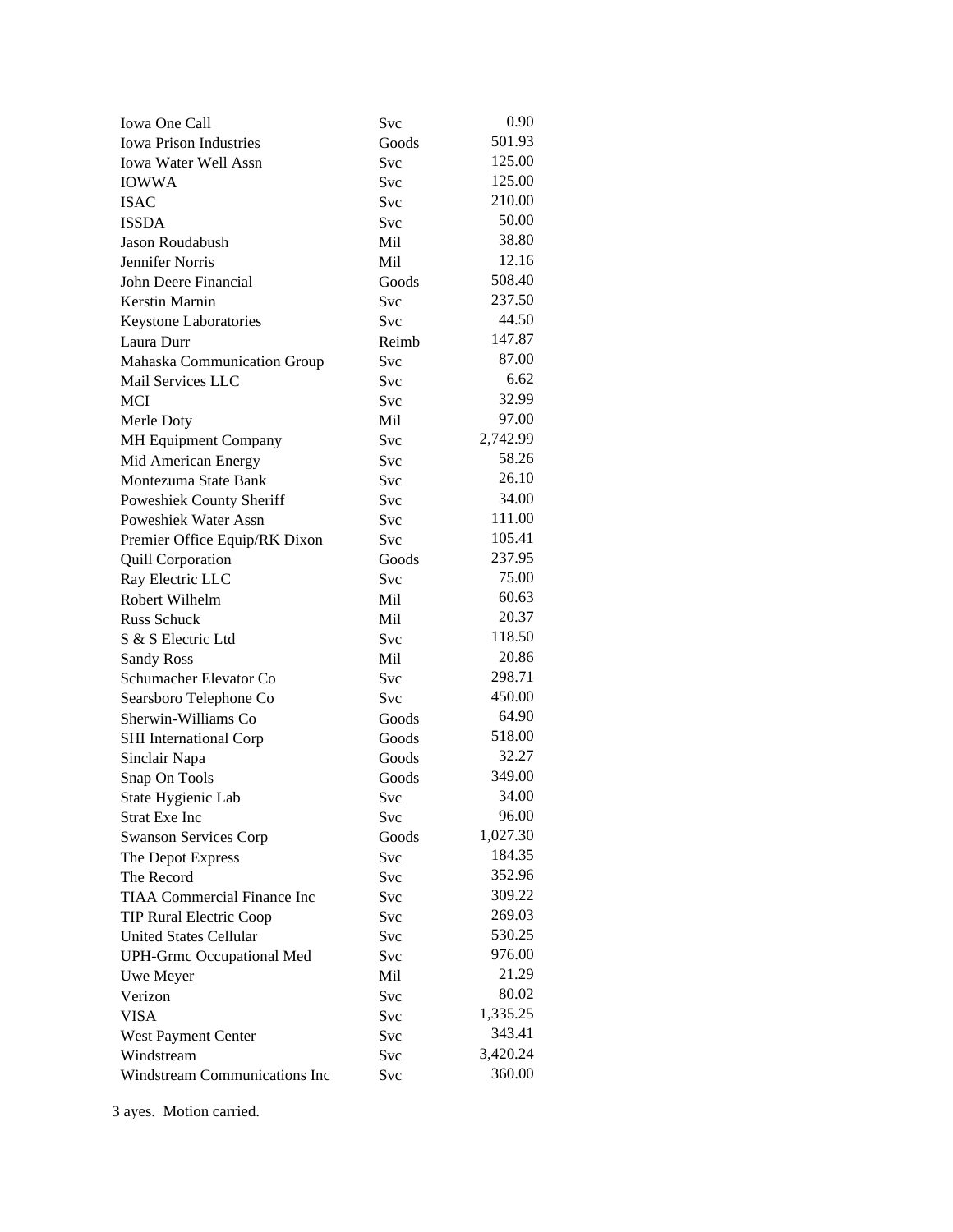| | | |
|---|---|---|
| Iowa One Call | Svc | 0.90 |
| Iowa Prison Industries | Goods | 501.93 |
| Iowa Water Well Assn | Svc | 125.00 |
| IOWWA | Svc | 125.00 |
| ISAC | Svc | 210.00 |
| ISSDA | Svc | 50.00 |
| Jason Roudabush | Mil | 38.80 |
| Jennifer Norris | Mil | 12.16 |
| John Deere Financial | Goods | 508.40 |
| Kerstin Marnin | Svc | 237.50 |
| Keystone Laboratories | Svc | 44.50 |
| Laura Durr | Reimb | 147.87 |
| Mahaska Communication Group | Svc | 87.00 |
| Mail Services LLC | Svc | 6.62 |
| MCI | Svc | 32.99 |
| Merle Doty | Mil | 97.00 |
| MH Equipment Company | Svc | 2,742.99 |
| Mid American Energy | Svc | 58.26 |
| Montezuma State Bank | Svc | 26.10 |
| Poweshiek County Sheriff | Svc | 34.00 |
| Poweshiek Water Assn | Svc | 111.00 |
| Premier Office Equip/RK Dixon | Svc | 105.41 |
| Quill Corporation | Goods | 237.95 |
| Ray Electric LLC | Svc | 75.00 |
| Robert Wilhelm | Mil | 60.63 |
| Russ Schuck | Mil | 20.37 |
| S & S Electric Ltd | Svc | 118.50 |
| Sandy Ross | Mil | 20.86 |
| Schumacher Elevator Co | Svc | 298.71 |
| Searsboro Telephone Co | Svc | 450.00 |
| Sherwin-Williams Co | Goods | 64.90 |
| SHI International Corp | Goods | 518.00 |
| Sinclair Napa | Goods | 32.27 |
| Snap On Tools | Goods | 349.00 |
| State Hygienic Lab | Svc | 34.00 |
| Strat Exe Inc | Svc | 96.00 |
| Swanson Services Corp | Goods | 1,027.30 |
| The Depot Express | Svc | 184.35 |
| The Record | Svc | 352.96 |
| TIAA Commercial Finance Inc | Svc | 309.22 |
| TIP Rural Electric Coop | Svc | 269.03 |
| United States Cellular | Svc | 530.25 |
| UPH-Grmc Occupational Med | Svc | 976.00 |
| Uwe Meyer | Mil | 21.29 |
| Verizon | Svc | 80.02 |
| VISA | Svc | 1,335.25 |
| West Payment Center | Svc | 343.41 |
| Windstream | Svc | 3,420.24 |
| Windstream Communications Inc | Svc | 360.00 |

3 ayes. Motion carried.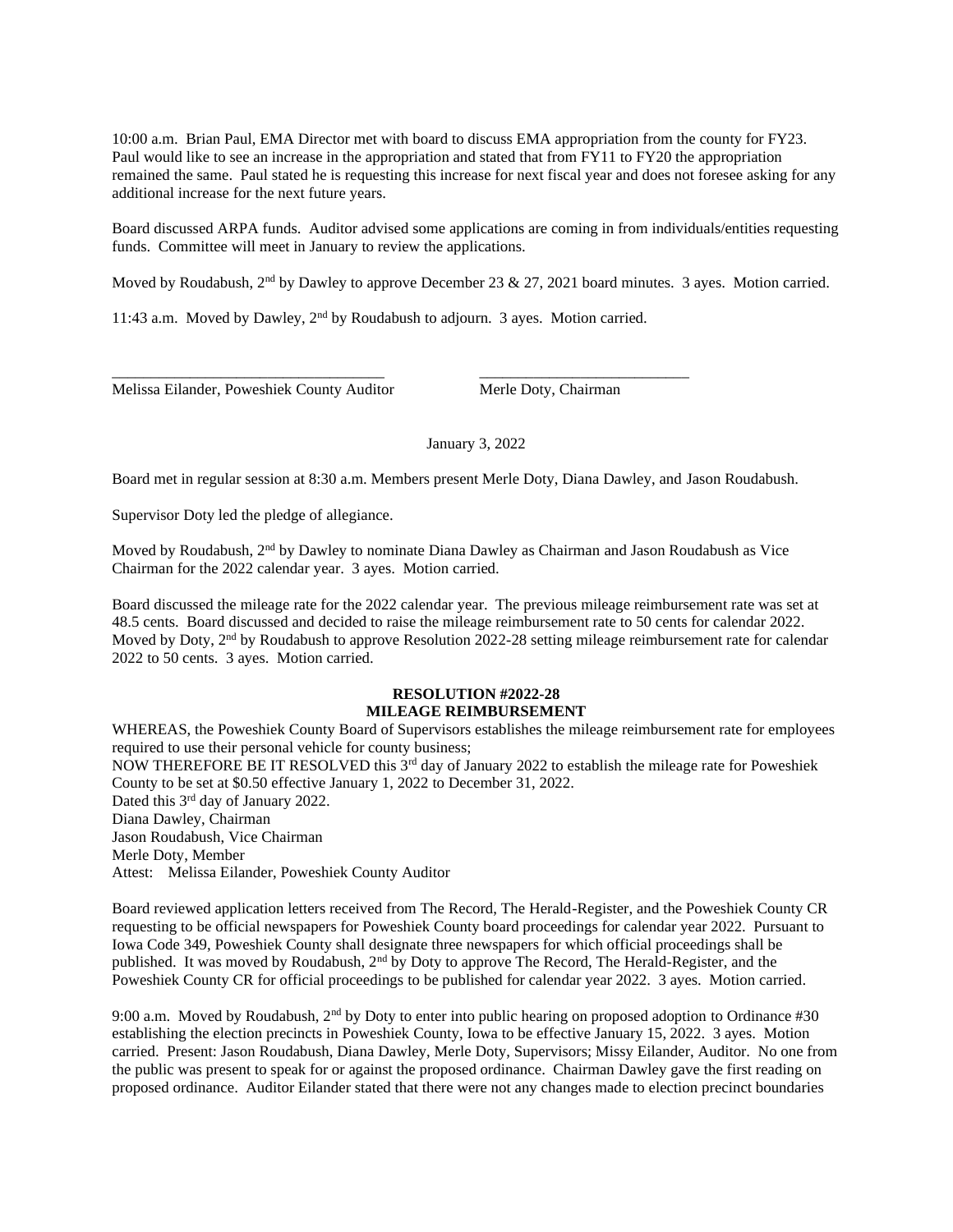10:00 a.m. Brian Paul, EMA Director met with board to discuss EMA appropriation from the county for FY23. Paul would like to see an increase in the appropriation and stated that from FY11 to FY20 the appropriation remained the same. Paul stated he is requesting this increase for next fiscal year and does not foresee asking for any additional increase for the next future years.

Board discussed ARPA funds. Auditor advised some applications are coming in from individuals/entities requesting funds. Committee will meet in January to review the applications.

Moved by Roudabush, 2nd by Dawley to approve December 23 & 27, 2021 board minutes. 3 ayes. Motion carried.

11:43 a.m. Moved by Dawley, 2nd by Roudabush to adjourn. 3 ayes. Motion carried.

___________________________________ ___________________________
Melissa Eilander, Poweshiek County Auditor Merle Doty, Chairman

January 3, 2022

Board met in regular session at 8:30 a.m. Members present Merle Doty, Diana Dawley, and Jason Roudabush.

Supervisor Doty led the pledge of allegiance.

Moved by Roudabush, 2nd by Dawley to nominate Diana Dawley as Chairman and Jason Roudabush as Vice Chairman for the 2022 calendar year. 3 ayes. Motion carried.

Board discussed the mileage rate for the 2022 calendar year. The previous mileage reimbursement rate was set at 48.5 cents. Board discussed and decided to raise the mileage reimbursement rate to 50 cents for calendar 2022. Moved by Doty, 2nd by Roudabush to approve Resolution 2022-28 setting mileage reimbursement rate for calendar 2022 to 50 cents. 3 ayes. Motion carried.

**RESOLUTION #2022-28**
**MILEAGE REIMBURSEMENT**

WHEREAS, the Poweshiek County Board of Supervisors establishes the mileage reimbursement rate for employees required to use their personal vehicle for county business;
NOW THEREFORE BE IT RESOLVED this 3rd day of January 2022 to establish the mileage rate for Poweshiek County to be set at $0.50 effective January 1, 2022 to December 31, 2022.
Dated this 3rd day of January 2022.
Diana Dawley, Chairman
Jason Roudabush, Vice Chairman
Merle Doty, Member
Attest: Melissa Eilander, Poweshiek County Auditor

Board reviewed application letters received from The Record, The Herald-Register, and the Poweshiek County CR requesting to be official newspapers for Poweshiek County board proceedings for calendar year 2022. Pursuant to Iowa Code 349, Poweshiek County shall designate three newspapers for which official proceedings shall be published. It was moved by Roudabush, 2nd by Doty to approve The Record, The Herald-Register, and the Poweshiek County CR for official proceedings to be published for calendar year 2022. 3 ayes. Motion carried.

9:00 a.m. Moved by Roudabush, 2nd by Doty to enter into public hearing on proposed adoption to Ordinance #30 establishing the election precincts in Poweshiek County, Iowa to be effective January 15, 2022. 3 ayes. Motion carried. Present: Jason Roudabush, Diana Dawley, Merle Doty, Supervisors; Missy Eilander, Auditor. No one from the public was present to speak for or against the proposed ordinance. Chairman Dawley gave the first reading on proposed ordinance. Auditor Eilander stated that there were not any changes made to election precinct boundaries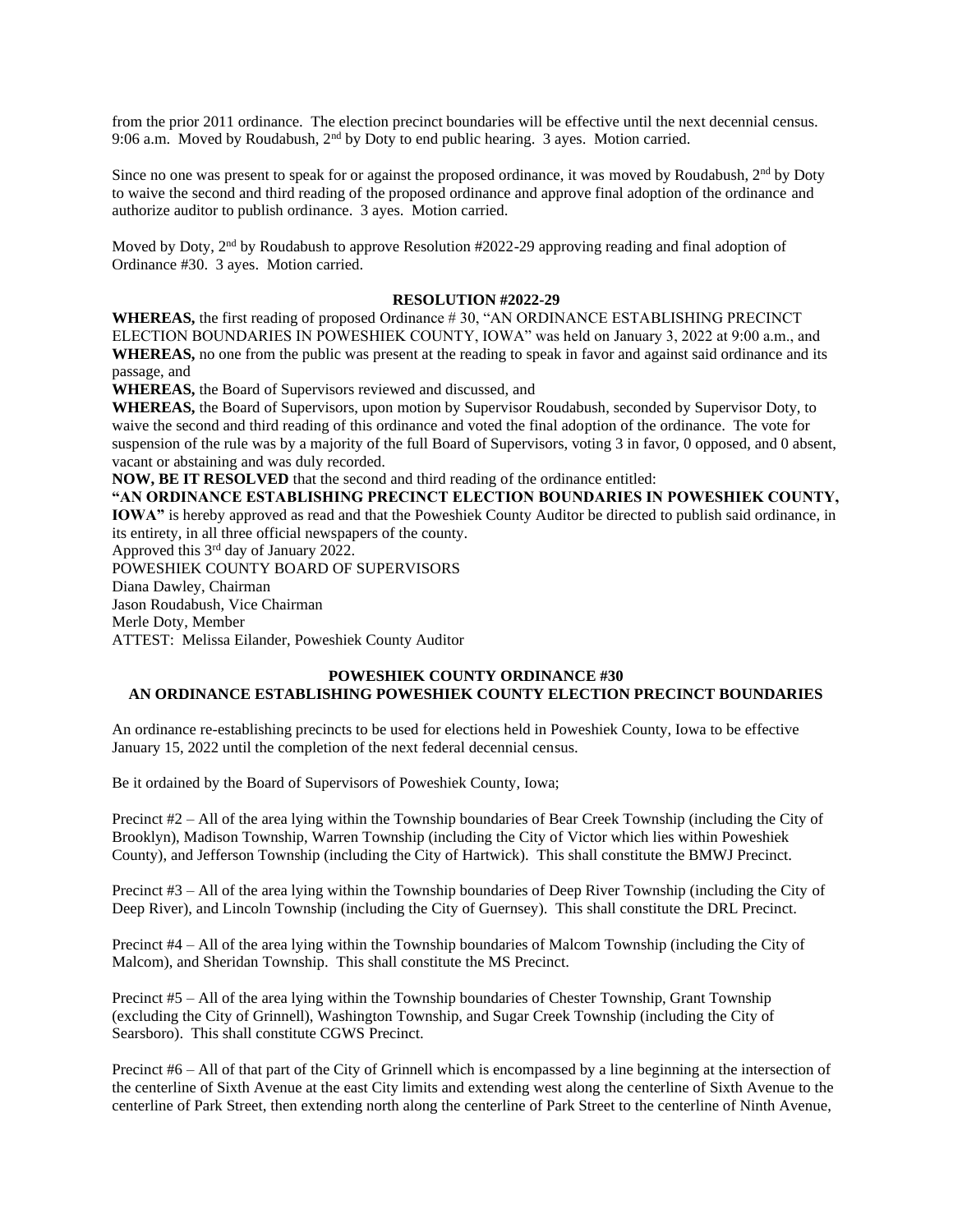from the prior 2011 ordinance. The election precinct boundaries will be effective until the next decennial census. 9:06 a.m. Moved by Roudabush, 2nd by Doty to end public hearing. 3 ayes. Motion carried.

Since no one was present to speak for or against the proposed ordinance, it was moved by Roudabush, 2nd by Doty to waive the second and third reading of the proposed ordinance and approve final adoption of the ordinance and authorize auditor to publish ordinance. 3 ayes. Motion carried.

Moved by Doty, 2nd by Roudabush to approve Resolution #2022-29 approving reading and final adoption of Ordinance #30. 3 ayes. Motion carried.

**RESOLUTION #2022-29**

**WHEREAS,** the first reading of proposed Ordinance # 30, "AN ORDINANCE ESTABLISHING PRECINCT ELECTION BOUNDARIES IN POWESHIEK COUNTY, IOWA" was held on January 3, 2022 at 9:00 a.m., and
**WHEREAS,** no one from the public was present at the reading to speak in favor and against said ordinance and its passage, and
**WHEREAS,** the Board of Supervisors reviewed and discussed, and
**WHEREAS,** the Board of Supervisors, upon motion by Supervisor Roudabush, seconded by Supervisor Doty, to waive the second and third reading of this ordinance and voted the final adoption of the ordinance. The vote for suspension of the rule was by a majority of the full Board of Supervisors, voting 3 in favor, 0 opposed, and 0 absent, vacant or abstaining and was duly recorded.
**NOW, BE IT RESOLVED** that the second and third reading of the ordinance entitled:
**"AN ORDINANCE ESTABLISHING PRECINCT ELECTION BOUNDARIES IN POWESHIEK COUNTY, IOWA"** is hereby approved as read and that the Poweshiek County Auditor be directed to publish said ordinance, in its entirety, in all three official newspapers of the county.
Approved this 3rd day of January 2022.
POWESHIEK COUNTY BOARD OF SUPERVISORS
Diana Dawley, Chairman
Jason Roudabush, Vice Chairman
Merle Doty, Member
ATTEST: Melissa Eilander, Poweshiek County Auditor

**POWESHIEK COUNTY ORDINANCE #30**
**AN ORDINANCE ESTABLISHING POWESHIEK COUNTY ELECTION PRECINCT BOUNDARIES**

An ordinance re-establishing precincts to be used for elections held in Poweshiek County, Iowa to be effective January 15, 2022 until the completion of the next federal decennial census.

Be it ordained by the Board of Supervisors of Poweshiek County, Iowa;

Precinct #2 – All of the area lying within the Township boundaries of Bear Creek Township (including the City of Brooklyn), Madison Township, Warren Township (including the City of Victor which lies within Poweshiek County), and Jefferson Township (including the City of Hartwick). This shall constitute the BMWJ Precinct.

Precinct #3 – All of the area lying within the Township boundaries of Deep River Township (including the City of Deep River), and Lincoln Township (including the City of Guernsey). This shall constitute the DRL Precinct.

Precinct #4 – All of the area lying within the Township boundaries of Malcom Township (including the City of Malcom), and Sheridan Township. This shall constitute the MS Precinct.

Precinct #5 – All of the area lying within the Township boundaries of Chester Township, Grant Township (excluding the City of Grinnell), Washington Township, and Sugar Creek Township (including the City of Searsboro). This shall constitute CGWS Precinct.

Precinct #6 – All of that part of the City of Grinnell which is encompassed by a line beginning at the intersection of the centerline of Sixth Avenue at the east City limits and extending west along the centerline of Sixth Avenue to the centerline of Park Street, then extending north along the centerline of Park Street to the centerline of Ninth Avenue,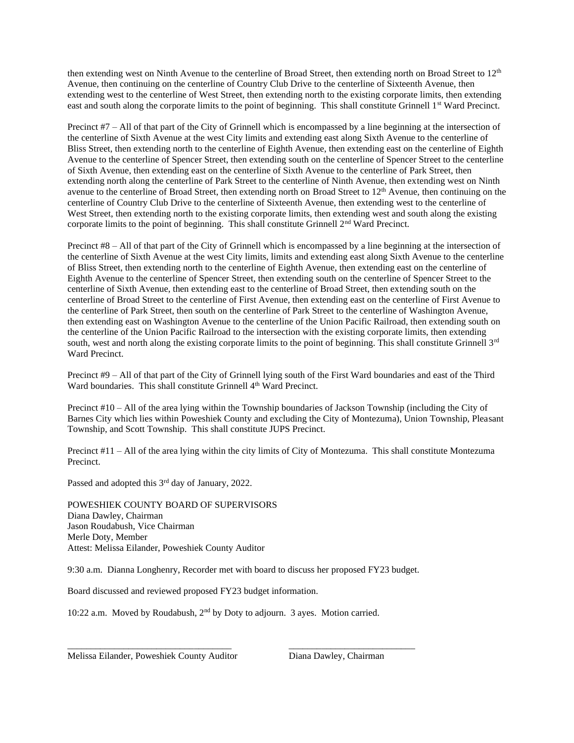then extending west on Ninth Avenue to the centerline of Broad Street, then extending north on Broad Street to 12th Avenue, then continuing on the centerline of Country Club Drive to the centerline of Sixteenth Avenue, then extending west to the centerline of West Street, then extending north to the existing corporate limits, then extending east and south along the corporate limits to the point of beginning. This shall constitute Grinnell 1st Ward Precinct.

Precinct #7 – All of that part of the City of Grinnell which is encompassed by a line beginning at the intersection of the centerline of Sixth Avenue at the west City limits and extending east along Sixth Avenue to the centerline of Bliss Street, then extending north to the centerline of Eighth Avenue, then extending east on the centerline of Eighth Avenue to the centerline of Spencer Street, then extending south on the centerline of Spencer Street to the centerline of Sixth Avenue, then extending east on the centerline of Sixth Avenue to the centerline of Park Street, then extending north along the centerline of Park Street to the centerline of Ninth Avenue, then extending west on Ninth avenue to the centerline of Broad Street, then extending north on Broad Street to 12th Avenue, then continuing on the centerline of Country Club Drive to the centerline of Sixteenth Avenue, then extending west to the centerline of West Street, then extending north to the existing corporate limits, then extending west and south along the existing corporate limits to the point of beginning. This shall constitute Grinnell 2nd Ward Precinct.

Precinct #8 – All of that part of the City of Grinnell which is encompassed by a line beginning at the intersection of the centerline of Sixth Avenue at the west City limits, limits and extending east along Sixth Avenue to the centerline of Bliss Street, then extending north to the centerline of Eighth Avenue, then extending east on the centerline of Eighth Avenue to the centerline of Spencer Street, then extending south on the centerline of Spencer Street to the centerline of Sixth Avenue, then extending east to the centerline of Broad Street, then extending south on the centerline of Broad Street to the centerline of First Avenue, then extending east on the centerline of First Avenue to the centerline of Park Street, then south on the centerline of Park Street to the centerline of Washington Avenue, then extending east on Washington Avenue to the centerline of the Union Pacific Railroad, then extending south on the centerline of the Union Pacific Railroad to the intersection with the existing corporate limits, then extending south, west and north along the existing corporate limits to the point of beginning. This shall constitute Grinnell 3rd Ward Precinct.

Precinct #9 – All of that part of the City of Grinnell lying south of the First Ward boundaries and east of the Third Ward boundaries. This shall constitute Grinnell 4th Ward Precinct.

Precinct #10 – All of the area lying within the Township boundaries of Jackson Township (including the City of Barnes City which lies within Poweshiek County and excluding the City of Montezuma), Union Township, Pleasant Township, and Scott Township. This shall constitute JUPS Precinct.

Precinct #11 – All of the area lying within the city limits of City of Montezuma. This shall constitute Montezuma Precinct.

Passed and adopted this 3rd day of January, 2022.

POWESHIEK COUNTY BOARD OF SUPERVISORS
Diana Dawley, Chairman
Jason Roudabush, Vice Chairman
Merle Doty, Member
Attest: Melissa Eilander, Poweshiek County Auditor

9:30 a.m. Dianna Longhenry, Recorder met with board to discuss her proposed FY23 budget.

Board discussed and reviewed proposed FY23 budget information.

10:22 a.m. Moved by Roudabush, 2nd by Doty to adjourn. 3 ayes. Motion carried.

\_\_\_\_\_\_\_\_\_\_\_\_\_\_\_\_\_\_\_\_\_\_\_\_\_\_\_\_\_\_\_\_\_\_\_ \_\_\_\_\_\_\_\_\_\_\_\_\_\_\_\_\_\_\_\_\_\_\_\_\_\_\_

Melissa Eilander, Poweshiek County Auditor Diana Dawley, Chairman